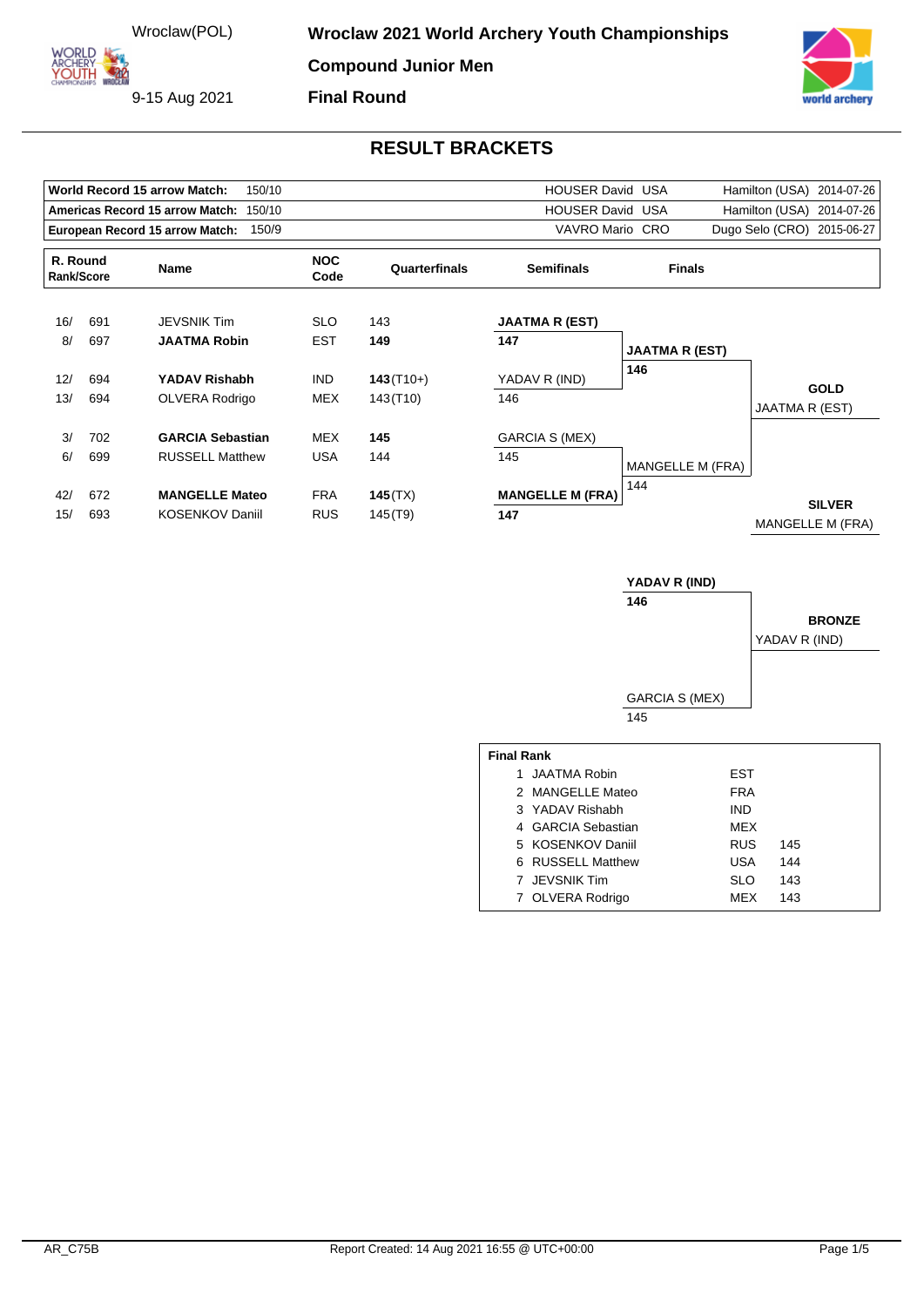Wroclaw(POL)

9-15 Aug 2021

# Wroclaw 2021 World Archery Youth Championships

## Compound Junior Men

## Final Round

## RESULT BRACKETS

| | | | | | |
|---|---|---|---|---|---|
| **World Record 15 arrow Match:** | 150/10 | HOUSER David | USA | Hamilton (USA) | 2014-07-26 |
| **Americas Record 15 arrow Match:** | 150/10 | HOUSER David | USA | Hamilton (USA) | 2014-07-26 |
| **European Record 15 arrow Match:** | 150/9 | VAVRO Mario | CRO | Dugo Selo (CRO) | 2015-06-27 |

| R. Round Rank | Score | Name | NOC Code | Quarterfinals | Semifinals | Finals |
|---|---|---|---|---|---|---|
| 16/ | 691 | JEVSNIK Tim | SLO | 143 | | |
| 8/ | 697 | **JAATMA Robin** | EST | **149** | **JAATMA R (EST)** 147 | **JAATMA R (EST)** 146 |
| 12/ | 694 | **YADAV Rishabh** | IND | **143**(T10+) | YADAV R (IND) 146 | |
| 13/ | 694 | OLVERA Rodrigo | MEX | 143(T10) | | |
| 3/ | 702 | **GARCIA Sebastian** | MEX | **145** | GARCIA S (MEX) 145 | |
| 6/ | 699 | RUSSELL Matthew | USA | 144 | | MANGELLE M (FRA) 144 |
| 42/ | 672 | **MANGELLE Mateo** | FRA | **145**(TX) | **MANGELLE M (FRA)** 147 | |
| 15/ | 693 | KOSENKOV Daniil | RUS | 145(T9) | | |

**GOLD**: JAATMA R (EST)

**SILVER**: MANGELLE M (FRA)

Bronze match:

| Athlete | Score |
|---|---|
| **YADAV R (IND)** | **146** |
| GARCIA S (MEX) | 145 |

**BRONZE**: YADAV R (IND)

**Final Rank**

| Rank | Name | NOC | Score |
|---|---|---|---|
| 1 | JAATMA Robin | EST | |
| 2 | MANGELLE Mateo | FRA | |
| 3 | YADAV Rishabh | IND | |
| 4 | GARCIA Sebastian | MEX | |
| 5 | KOSENKOV Daniil | RUS | 145 |
| 6 | RUSSELL Matthew | USA | 144 |
| 7 | JEVSNIK Tim | SLO | 143 |
| 7 | OLVERA Rodrigo | MEX | 143 |

AR_C75B

Report Created: 14 Aug 2021 16:55 @ UTC+00:00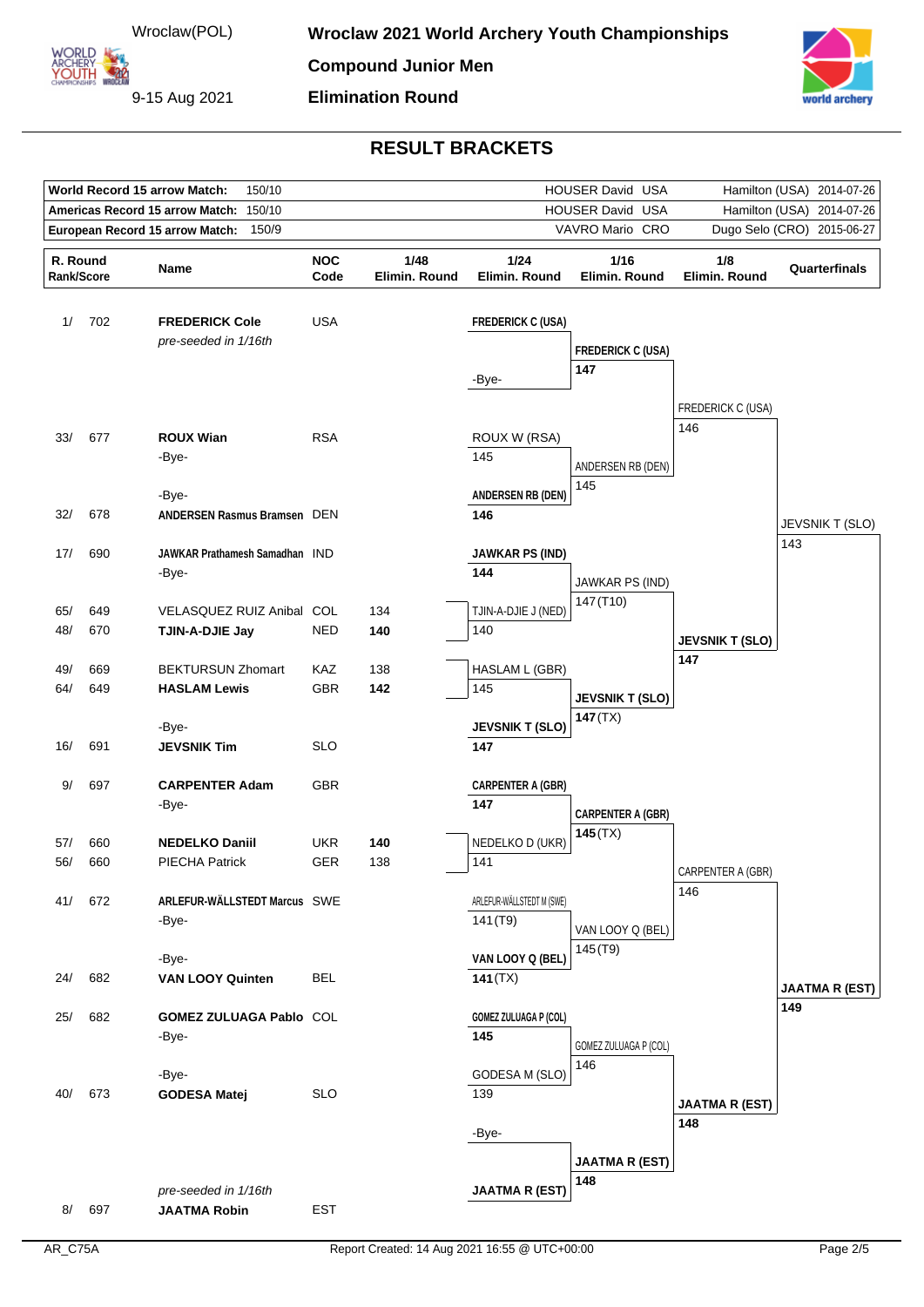# Wroclaw 2021 World Archery Youth Championships

Wroclaw(POL)

9-15 Aug 2021

## Compound Junior Men

## Elimination Round

## RESULT BRACKETS

| | | | |
|---|---|---|---|
| **World Record 15 arrow Match:** 150/10 | HOUSER David USA | Hamilton (USA) | 2014-07-26 |
| **Americas Record 15 arrow Match:** 150/10 | HOUSER David USA | Hamilton (USA) | 2014-07-26 |
| **European Record 15 arrow Match:** 150/9 | VAVRO Mario CRO | Dugo Selo (CRO) | 2015-06-27 |

| R. Round Rank/Score | Name | NOC Code | 1/48 Elimin. Round | 1/24 Elimin. Round | 1/16 Elimin. Round | 1/8 Elimin. Round | Quarterfinals |
|---|---|---|---|---|---|---|---|
| 1/ 702 | **FREDERICK Cole** *pre-seeded in 1/16th* | USA | | **FREDERICK C (USA)** | **FREDERICK C (USA)** 147 | FREDERICK C (USA) 146 | JEVSNIK T (SLO) 143 |
| | | | | -Bye- | | | |
| 33/ 677 | **ROUX Wian** | RSA | | ROUX W (RSA) 145 | ANDERSEN RB (DEN) 145 | | |
| | -Bye- | | | | | | |
| | -Bye- | | | | | | |
| 32/ 678 | **ANDERSEN Rasmus Bramsen** | DEN | | **ANDERSEN RB (DEN)** 146 | | | |
| 17/ 690 | **JAWKAR Prathamesh Samadhan** | IND | | **JAWKAR PS (IND)** 144 | JAWKAR PS (IND) 147 (T10) | **JEVSNIK T (SLO)** 147 | |
| | -Bye- | | | | | | |
| 65/ 649 | VELASQUEZ RUIZ Anibal | COL | 134 | TJIN-A-DJIE J (NED) 140 | | | |
| 48/ 670 | **TJIN-A-DJIE Jay** | NED | **140** | | | | |
| 49/ 669 | BEKTURSUN Zhomart | KAZ | 138 | HASLAM L (GBR) 145 | **JEVSNIK T (SLO)** **147** (TX) | | |
| 64/ 649 | **HASLAM Lewis** | GBR | **142** | | | | |
| | -Bye- | | | | | | |
| 16/ 691 | **JEVSNIK Tim** | SLO | | **JEVSNIK T (SLO)** **147** | | | |
| 9/ 697 | **CARPENTER Adam** | GBR | | **CARPENTER A (GBR)** **147** | **CARPENTER A (GBR)** **145** (TX) | CARPENTER A (GBR) 146 | **JAATMA R (EST)** **149** |
| | -Bye- | | | | | | |
| 57/ 660 | **NEDELKO Daniil** | UKR | **140** | NEDELKO D (UKR) 141 | | | |
| 56/ 660 | PIECHA Patrick | GER | 138 | | | | |
| 41/ 672 | **ARLEFUR-WÄLLSTEDT Marcus** | SWE | | ARLEFUR-WÄLLSTEDT M (SWE) 141 (T9) | VAN LOOY Q (BEL) 145 (T9) | | |
| | -Bye- | | | | | | |
| | -Bye- | | | | | | |
| 24/ 682 | **VAN LOOY Quinten** | BEL | | **VAN LOOY Q (BEL)** **141** (TX) | | | |
| 25/ 682 | **GOMEZ ZULUAGA Pablo** | COL | | **GOMEZ ZULUAGA P (COL)** **145** | GOMEZ ZULUAGA P (COL) 146 | **JAATMA R (EST)** **148** | |
| | -Bye- | | | | | | |
| | -Bye- | | | | | | |
| 40/ 673 | **GODESA Matej** | SLO | | GODESA M (SLO) 139 | | | |
| | | | | -Bye- | **JAATMA R (EST)** **148** | | |
| 8/ 697 | **JAATMA Robin** *pre-seeded in 1/16th* | EST | | **JAATMA R (EST)** | | | |

AR_C75A Report Created: 14 Aug 2021 16:55 @ UTC+00:00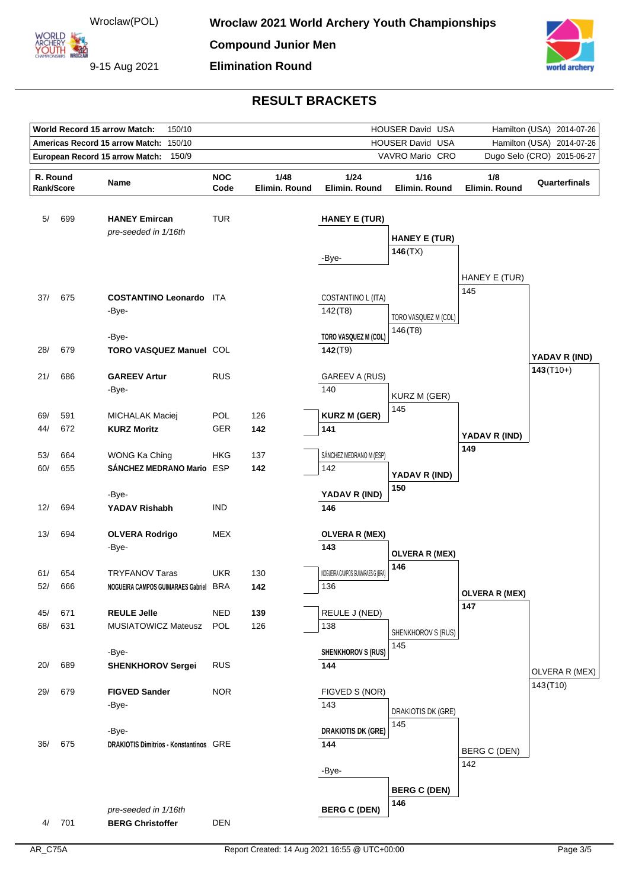# Wroclaw 2021 World Archery Youth Championships

Wroclaw(POL)

9-15 Aug 2021

## Compound Junior Men

## Elimination Round

## RESULT BRACKETS

| | | | | |
|---|---|---|---|---|
| **World Record 15 arrow Match:** | 150/10 | HOUSER David USA | Hamilton (USA) | 2014-07-26 |
| **Americas Record 15 arrow Match:** | 150/10 | HOUSER David USA | Hamilton (USA) | 2014-07-26 |
| **European Record 15 arrow Match:** | 150/9 | VAVRO Mario CRO | Dugo Selo (CRO) | 2015-06-27 |

| R. Round Rank/Score | Name | NOC Code | 1/48 Elimin. Round | 1/24 Elimin. Round | 1/16 Elimin. Round | 1/8 Elimin. Round | Quarterfinals |
|---|---|---|---|---|---|---|---|
| 5/ 699 | **HANEY Emircan** *pre-seeded in 1/16th* | TUR | | **HANEY E (TUR)** | **HANEY E (TUR)** **146** (TX) | HANEY E (TUR) 145 | |
| | | | | -Bye- | | | |
| 37/ 675 | **COSTANTINO Leonardo** | ITA | | COSTANTINO L (ITA) 142 (T8) | TORO VASQUEZ M (COL) 146 (T8) | | |
| | -Bye- | | | | | | |
| | -Bye- | | | | | | |
| 28/ 679 | **TORO VASQUEZ Manuel** | COL | | **TORO VASQUEZ M (COL)** **142** (T9) | | | **YADAV R (IND)** **143** (T10+) |
| 21/ 686 | **GAREEV Artur** | RUS | | GAREEV A (RUS) 140 | KURZ M (GER) 145 | | |
| | -Bye- | | | | | | |
| 69/ 591 | MICHALAK Maciej | POL | 126 | | | | |
| 44/ 672 | **KURZ Moritz** | GER | **142** | **KURZ M (GER)** **141** | | **YADAV R (IND)** **149** | |
| 53/ 664 | WONG Ka Ching | HKG | 137 | | | | |
| 60/ 655 | **SÁNCHEZ MEDRANO Mario** | ESP | **142** | SÁNCHEZ MEDRANO M (ESP) 142 | **YADAV R (IND)** **150** | | |
| | -Bye- | | | | | | |
| 12/ 694 | **YADAV Rishabh** | IND | | **YADAV R (IND)** **146** | | | |
| 13/ 694 | **OLVERA Rodrigo** | MEX | | **OLVERA R (MEX)** **143** | **OLVERA R (MEX)** **146** | | |
| | -Bye- | | | | | | |
| 61/ 654 | TRYFANOV Taras | UKR | 130 | | | | |
| 52/ 666 | **NOGUEIRA CAMPOS GUIMARAES Gabriel** | BRA | **142** | NOGUEIRA CAMPOS GUIMARAES G (BRA) 136 | | **OLVERA R (MEX)** **147** | |
| 45/ 671 | **REULE Jelle** | NED | **139** | REULE J (NED) 138 | | | |
| 68/ 631 | MUSIATOWICZ Mateusz | POL | 126 | | SHENKHOROV S (RUS) 145 | | |
| | -Bye- | | | | | | |
| 20/ 689 | **SHENKHOROV Sergei** | RUS | | **SHENKHOROV S (RUS)** **144** | | | OLVERA R (MEX) 143 (T10) |
| 29/ 679 | **FIGVED Sander** | NOR | | FIGVED S (NOR) 143 | DRAKIOTIS DK (GRE) 145 | | |
| | -Bye- | | | | | | |
| | -Bye- | | | | | | |
| 36/ 675 | **DRAKIOTIS Dimitrios - Konstantinos** | GRE | | **DRAKIOTIS DK (GRE)** **144** | | BERG C (DEN) 142 | |
| | | | | -Bye- | | | |
| | *pre-seeded in 1/16th* | | | | **BERG C (DEN)** **146** | | |
| 4/ 701 | **BERG Christoffer** | DEN | | **BERG C (DEN)** | | | |

AR_C75A

Report Created: 14 Aug 2021 16:55 @ UTC+00:00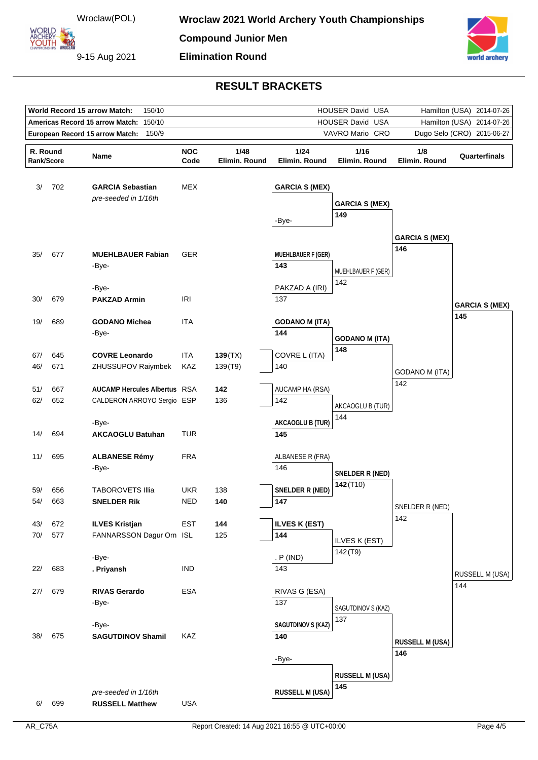# Wroclaw 2021 World Archery Youth Championships

Wroclaw(POL)

9-15 Aug 2021

**Compound Junior Men**

**Elimination Round**

## RESULT BRACKETS

| | | | |
|---|---|---|---|
| **World Record 15 arrow Match:** 150/10 | HOUSER David USA | Hamilton (USA) | 2014-07-26 |
| **Americas Record 15 arrow Match:** 150/10 | HOUSER David USA | Hamilton (USA) | 2014-07-26 |
| **European Record 15 arrow Match:** 150/9 | VAVRO Mario CRO | Dugo Selo (CRO) | 2015-06-27 |

| R. Round Rank/Score | Name | NOC Code | 1/48 Elimin. Round | 1/24 Elimin. Round | 1/16 Elimin. Round | 1/8 Elimin. Round | Quarterfinals |
|---|---|---|---|---|---|---|---|
| 3/ 702 | **GARCIA Sebastian** *pre-seeded in 1/16th* | MEX | | **GARCIA S (MEX)** | **GARCIA S (MEX)** 149 | **GARCIA S (MEX)** 146 | **GARCIA S (MEX)** 145 |
| | | | | -Bye- | | | |
| 35/ 677 | **MUEHLBAUER Fabian** | GER | | **MUEHLBAUER F (GER)** 143 | MUEHLBAUER F (GER) 142 | | |
| | -Bye- | | | | | | |
| | -Bye- | | | | | | |
| 30/ 679 | **PAKZAD Armin** | IRI | | PAKZAD A (IRI) 137 | | | |
| 19/ 689 | **GODANO Michea** | ITA | | **GODANO M (ITA)** 144 | **GODANO M (ITA)** 148 | GODANO M (ITA) 142 | |
| | -Bye- | | | | | | |
| 67/ 645 | **COVRE Leonardo** | ITA | **139**(TX) | COVRE L (ITA) 140 | | | |
| 46/ 671 | ZHUSSUPOV Raiymbek | KAZ | 139(T9) | | | | |
| 51/ 667 | **AUCAMP Hercules Albertus** | RSA | **142** | AUCAMP HA (RSA) 142 | AKCAOGLU B (TUR) 144 | | |
| 62/ 652 | CALDERON ARROYO Sergio | ESP | 136 | | | | |
| | -Bye- | | | | | | |
| 14/ 694 | **AKCAOGLU Batuhan** | TUR | | **AKCAOGLU B (TUR)** 145 | | | |
| 11/ 695 | **ALBANESE Rémy** | FRA | | ALBANESE R (FRA) 146 | **SNELDER R (NED)** 142(T10) | SNELDER R (NED) 142 | RUSSELL M (USA) 144 |
| | -Bye- | | | | | | |
| 59/ 656 | TABOROVETS Illia | UKR | 138 | **SNELDER R (NED)** 147 | | | |
| 54/ 663 | **SNELDER Rik** | NED | **140** | | | | |
| 43/ 672 | **ILVES Kristjan** | EST | **144** | **ILVES K (EST)** 144 | ILVES K (EST) 142(T9) | | |
| 70/ 577 | FANNARSSON Dagur Orn | ISL | 125 | | | | |
| | -Bye- | | | | | | |
| 22/ 683 | **. Priyansh** | IND | | . P (IND) 143 | | | |
| 27/ 679 | **RIVAS Gerardo** | ESA | | RIVAS G (ESA) 137 | SAGUTDINOV S (KAZ) 137 | **RUSSELL M (USA)** 146 | |
| | -Bye- | | | | | | |
| | -Bye- | | | | | | |
| 38/ 675 | **SAGUTDINOV Shamil** | KAZ | | **SAGUTDINOV S (KAZ)** 140 | | | |
| | | | | -Bye- | **RUSSELL M (USA)** 145 | | |
| 6/ 699 | **RUSSELL Matthew** *pre-seeded in 1/16th* | USA | | **RUSSELL M (USA)** | | | |

AR_C75A

Report Created: 14 Aug 2021 16:55 @ UTC+00:00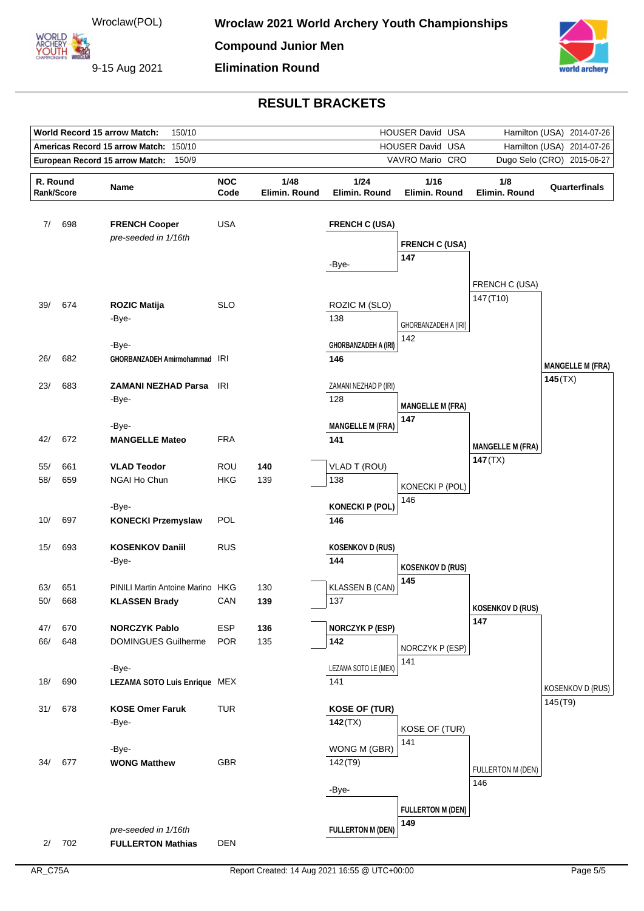# Wroclaw 2021 World Archery Youth Championships

Wroclaw(POL)

9-15 Aug 2021

## Compound Junior Men

## Elimination Round

## RESULT BRACKETS

| | | | |
|---|---|---|---|
| **World Record 15 arrow Match:** 150/10 | HOUSER David USA | Hamilton (USA) | 2014-07-26 |
| **Americas Record 15 arrow Match:** 150/10 | HOUSER David USA | Hamilton (USA) | 2014-07-26 |
| **European Record 15 arrow Match:** 150/9 | VAVRO Mario CRO | Dugo Selo (CRO) | 2015-06-27 |

| R. Round Rank/Score | Name | NOC Code | 1/48 Elimin. Round | 1/24 Elimin. Round | 1/16 Elimin. Round | 1/8 Elimin. Round | Quarterfinals |
|---|---|---|---|---|---|---|---|
| 7/ 698 | **FRENCH Cooper** *pre-seeded in 1/16th* | USA | | **FRENCH C (USA)** | | | |
| | | | | -Bye- | **FRENCH C (USA)** 147 | | |
| 39/ 674 | **ROZIC Matija** -Bye- | SLO | | ROZIC M (SLO) 138 | | FRENCH C (USA) 147 (T10) | |
| 26/ 682 | -Bye- **GHORBANZADEH Amirmohammad** | IRI | | **GHORBANZADEH A (IRI)** 146 | GHORBANZADEH A (IRI) 142 | | **MANGELLE M (FRA)** 145 (TX) |
| 23/ 683 | **ZAMANI NEZHAD Parsa** -Bye- | IRI | | ZAMANI NEZHAD P (IRI) 128 | | | |
| 42/ 672 | -Bye- **MANGELLE Mateo** | FRA | | **MANGELLE M (FRA)** 141 | **MANGELLE M (FRA)** 147 | | |
| 55/ 661 | **VLAD Teodor** | ROU | **140** | VLAD T (ROU) 138 | | **MANGELLE M (FRA)** 147 (TX) | |
| 58/ 659 | NGAI Ho Chun | HKG | 139 | | | | |
| 10/ 697 | -Bye- **KONECKI Przemyslaw** | POL | | **KONECKI P (POL)** 146 | KONECKI P (POL) 146 | | |
| 15/ 693 | **KOSENKOV Daniil** -Bye- | RUS | | **KOSENKOV D (RUS)** 144 | **KOSENKOV D (RUS)** 145 | | |
| 63/ 651 | PINILI Martin Antoine Marino | HKG | 130 | KLASSEN B (CAN) 137 | | | |
| 50/ 668 | **KLASSEN Brady** | CAN | **139** | | | **KOSENKOV D (RUS)** 147 | |
| 47/ 670 | **NORCZYK Pablo** | ESP | **136** | **NORCZYK P (ESP)** 142 | NORCZYK P (ESP) 141 | | |
| 66/ 648 | DOMINGUES Guilherme | POR | 135 | | | | |
| 18/ 690 | -Bye- **LEZAMA SOTO Luis Enrique** | MEX | | LEZAMA SOTO LE (MEX) 141 | | | KOSENKOV D (RUS) 145 (T9) |
| 31/ 678 | **KOSE Omer Faruk** -Bye- | TUR | | **KOSE OF (TUR)** **142** (TX) | KOSE OF (TUR) 141 | | |
| 34/ 677 | -Bye- **WONG Matthew** | GBR | | WONG M (GBR) 142 (T9) | | FULLERTON M (DEN) 146 | |
| | | | | -Bye- | **FULLERTON M (DEN)** 149 | | |
| 2/ 702 | *pre-seeded in 1/16th* **FULLERTON Mathias** | DEN | | **FULLERTON M (DEN)** | | | |

AR_C75A

Report Created: 14 Aug 2021 16:55 @ UTC+00:00